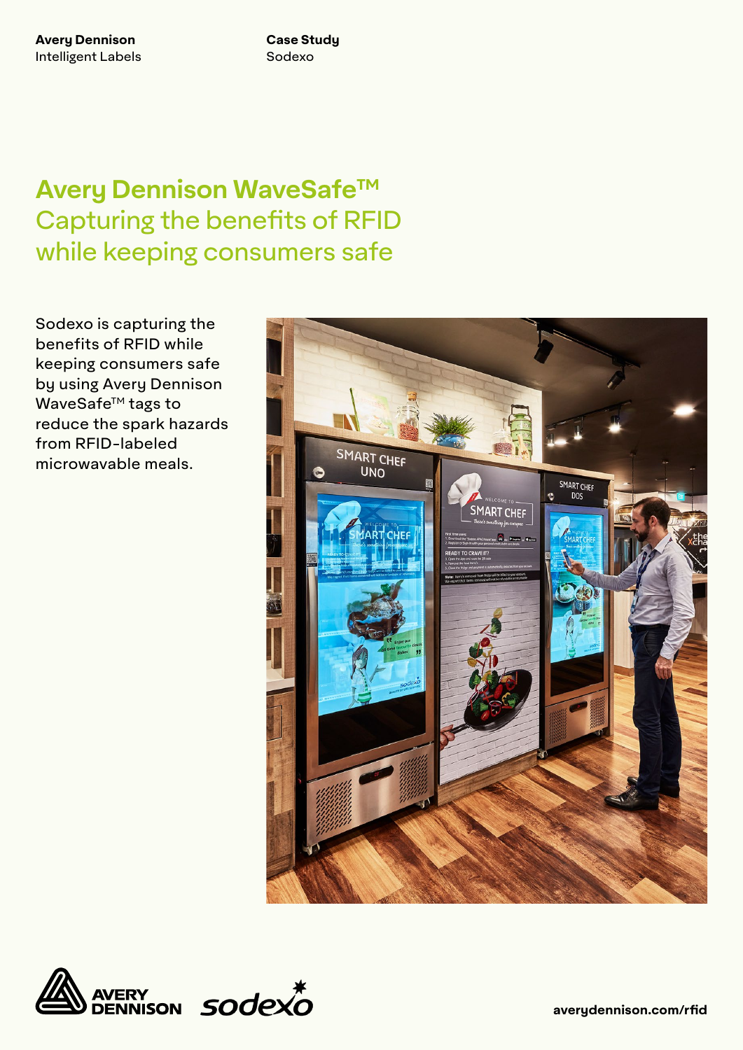**Avery Dennison**
Intelligent Labels

**Case Study**
Sodexo

# Avery Dennison WaveSafe™
## Capturing the benefits of RFID while keeping consumers safe

Sodexo is capturing the benefits of RFID while keeping consumers safe by using Avery Dennison WaveSafe™ tags to reduce the spark hazards from RFID-labeled microwavable meals.

**averydennison.com/rfid**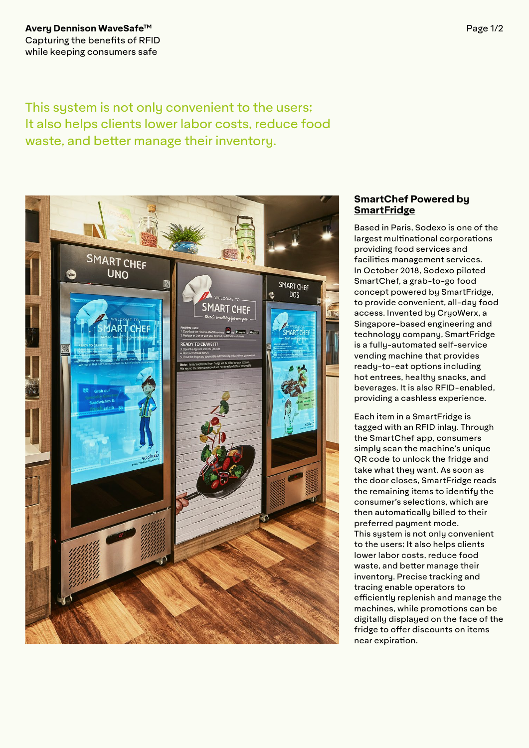This system is not only convenient to the users; It also helps clients lower labor costs, reduce food waste, and better manage their inventory.

## SmartChef Powered by SmartFridge

Based in Paris, Sodexo is one of the largest multinational corporations providing food services and facilities management services. In October 2018, Sodexo piloted SmartChef, a grab-to-go food concept powered by SmartFridge, to provide convenient, all-day food access. Invented by CryoWerx, a Singapore-based engineering and technology company, SmartFridge is a fully-automated self-service vending machine that provides ready-to-eat options including hot entrees, healthy snacks, and beverages. It is also RFID-enabled, providing a cashless experience.

Each item in a SmartFridge is tagged with an RFID inlay. Through the SmartChef app, consumers simply scan the machine's unique QR code to unlock the fridge and take what they want. As soon as the door closes, SmartFridge reads the remaining items to identify the consumer's selections, which are then automatically billed to their preferred payment mode.
This system is not only convenient to the users; It also helps clients lower labor costs, reduce food waste, and better manage their inventory. Precise tracking and tracing enable operators to efficiently replenish and manage the machines, while promotions can be digitally displayed on the face of the fridge to offer discounts on items near expiration.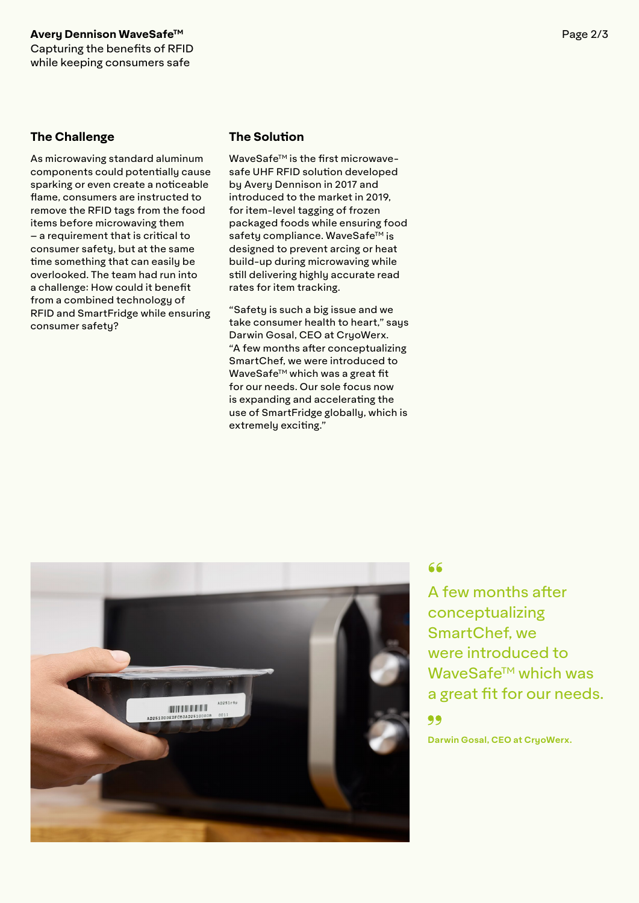## The Challenge

As microwaving standard aluminum components could potentially cause sparking or even create a noticeable flame, consumers are instructed to remove the RFID tags from the food items before microwaving them – a requirement that is critical to consumer safety, but at the same time something that can easily be overlooked. The team had run into a challenge: How could it benefit from a combined technology of RFID and SmartFridge while ensuring consumer safety?

## The Solution

WaveSafe™ is the first microwave-safe UHF RFID solution developed by Avery Dennison in 2017 and introduced to the market in 2019, for item-level tagging of frozen packaged foods while ensuring food safety compliance. WaveSafe™ is designed to prevent arcing or heat build-up during microwaving while still delivering highly accurate read rates for item tracking.

"Safety is such a big issue and we take consumer health to heart," says Darwin Gosal, CEO at CryoWerx. "A few months after conceptualizing SmartChef, we were introduced to WaveSafe™ which was a great fit for our needs. Our sole focus now is expanding and accelerating the use of SmartFridge globally, which is extremely exciting."

> "A few months after conceptualizing SmartChef, we were introduced to WaveSafe™ which was a great fit for our needs."
>
> **Darwin Gosal, CEO at CryoWerx.**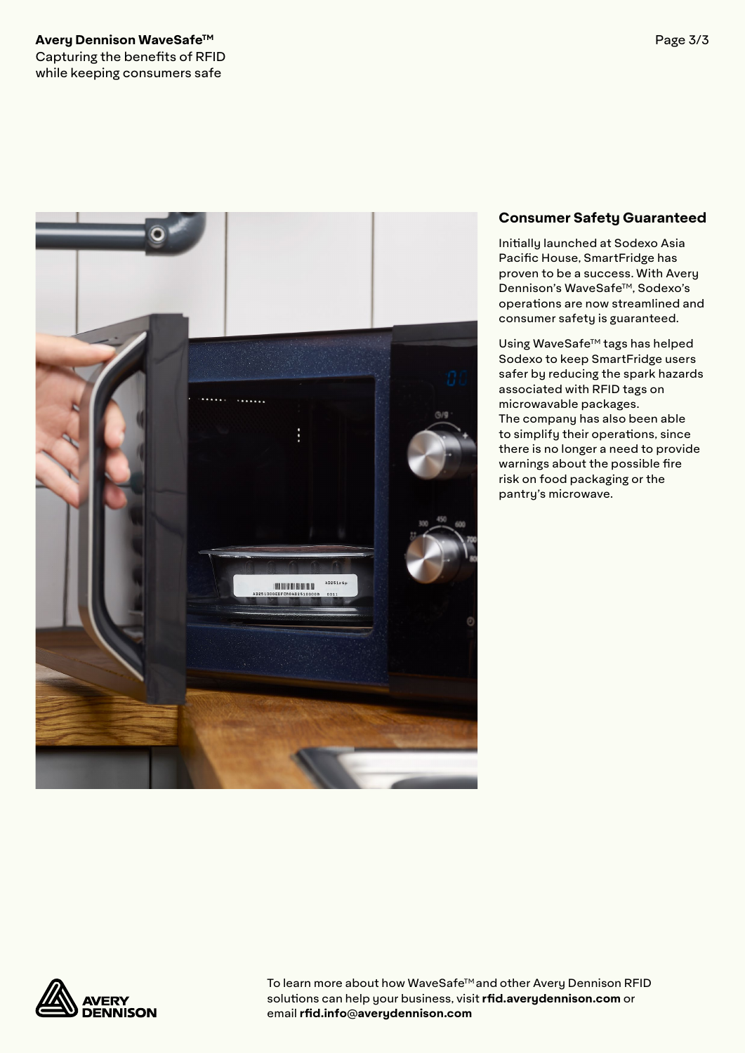## Consumer Safety Guaranteed

Initially launched at Sodexo Asia Pacific House, SmartFridge has proven to be a success. With Avery Dennison's WaveSafe™, Sodexo's operations are now streamlined and consumer safety is guaranteed.

Using WaveSafe™ tags has helped Sodexo to keep SmartFridge users safer by reducing the spark hazards associated with RFID tags on microwavable packages.
The company has also been able to simplify their operations, since there is no longer a need to provide warnings about the possible fire risk on food packaging or the pantry's microwave.

AVERY DENNISON

To learn more about how WaveSafe™ and other Avery Dennison RFID solutions can help your business, visit **rfid.averydennison.com** or email **rfid.info@averydennison.com**